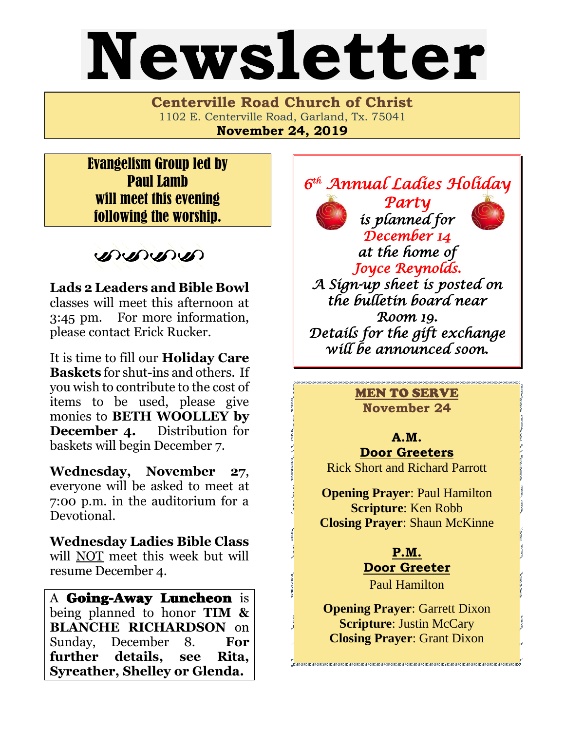# Newsletter

**Centerville Road Church of Christ**
1102 E. Centerville Road, Garland, Tx. 75041
**November 24, 2019**

**Evangelism Group led by Paul Lamb will meet this evening following the worship.**

**Lads 2 Leaders and Bible Bowl** classes will meet this afternoon at 3:45 pm. For more information, please contact Erick Rucker.

It is time to fill our **Holiday Care Baskets** for shut-ins and others. If you wish to contribute to the cost of items to be used, please give monies to **BETH WOOLLEY by December 4.** Distribution for baskets will begin December 7.

**Wednesday, November 27**, everyone will be asked to meet at 7:00 p.m. in the auditorium for a Devotional.

**Wednesday Ladies Bible Class** will NOT meet this week but will resume December 4.

A **Going-Away Luncheon** is being planned to honor **TIM & BLANCHE RICHARDSON** on Sunday, December 8. **For further details, see Rita, Syreather, Shelley or Glenda.**

*6th Annual Ladies Holiday Party is planned for December 14 at the home of Joyce Reynolds. A Sign-up sheet is posted on the bulletin board near Room 19. Details for the gift exchange will be announced soon.*

## MEN TO SERVE
**November 24**

**A.M.**

**Door Greeters**
Rick Short and Richard Parrott

**Opening Prayer**: Paul Hamilton
**Scripture**: Ken Robb
**Closing Prayer**: Shaun McKinne

**P.M.**

**Door Greeter**
Paul Hamilton

**Opening Prayer**: Garrett Dixon
**Scripture**: Justin McCary
**Closing Prayer**: Grant Dixon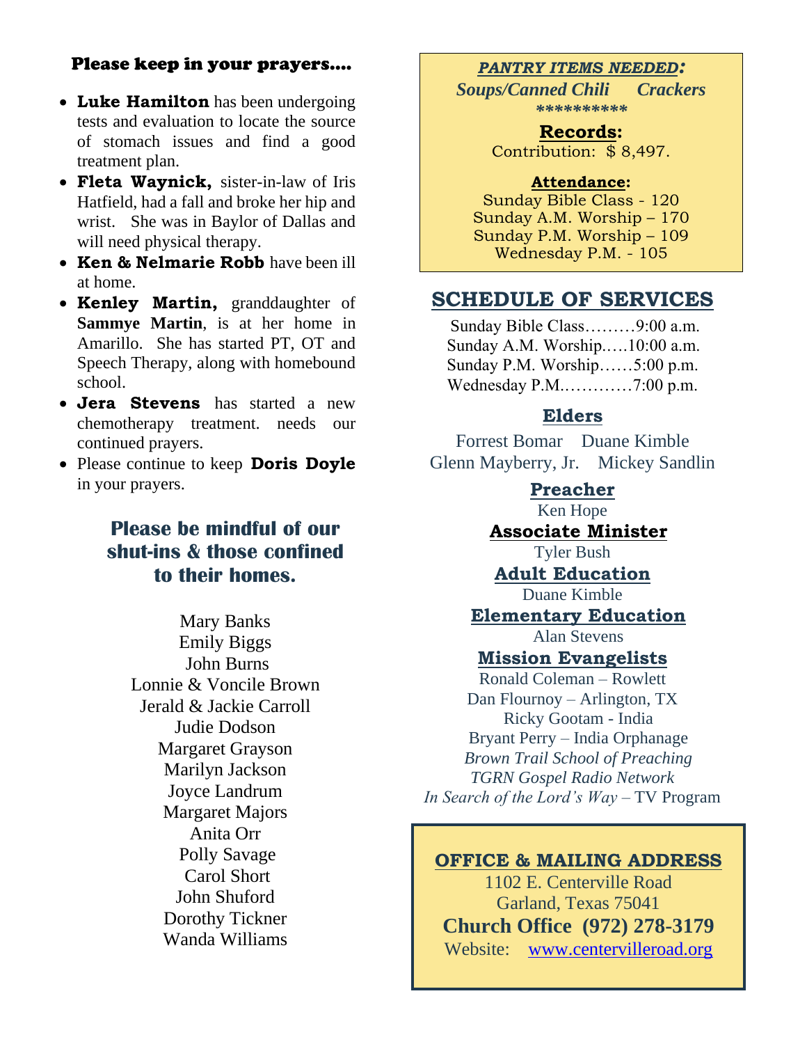## Please keep in your prayers....

- **Luke Hamilton** has been undergoing tests and evaluation to locate the source of stomach issues and find a good treatment plan.
- **Fleta Waynick,** sister-in-law of Iris Hatfield, had a fall and broke her hip and wrist. She was in Baylor of Dallas and will need physical therapy.
- **Ken & Nelmarie Robb** have been ill at home.
- **Kenley Martin,** granddaughter of **Sammye Martin**, is at her home in Amarillo. She has started PT, OT and Speech Therapy, along with homebound school.
- **Jera Stevens** has started a new chemotherapy treatment. needs our continued prayers.
- Please continue to keep **Doris Doyle** in your prayers.

## Please be mindful of our shut-ins & those confined to their homes.

Mary Banks
Emily Biggs
John Burns
Lonnie & Voncile Brown
Jerald & Jackie Carroll
Judie Dodson
Margaret Grayson
Marilyn Jackson
Joyce Landrum
Margaret Majors
Anita Orr
Polly Savage
Carol Short
John Shuford
Dorothy Tickner
Wanda Williams

***PANTRY ITEMS NEEDED:***
*Soups/Canned Chili     Crackers*
**********

**Records:**
Contribution: $ 8,497.

**Attendance:**
Sunday Bible Class - 120
Sunday A.M. Worship – 170
Sunday P.M. Worship – 109
Wednesday P.M. - 105

## SCHEDULE OF SERVICES

Sunday Bible Class………9:00 a.m.
Sunday A.M. Worship.….10:00 a.m.
Sunday P.M. Worship……5:00 p.m.
Wednesday P.M.…………7:00 p.m.

### Elders

Forrest Bomar    Duane Kimble
Glenn Mayberry, Jr.    Mickey Sandlin

### Preacher

Ken Hope

### Associate Minister

Tyler Bush

### Adult Education

Duane Kimble

### Elementary Education

Alan Stevens

### Mission Evangelists

Ronald Coleman – Rowlett
Dan Flournoy – Arlington, TX
Ricky Gootam - India
Bryant Perry – India Orphanage
*Brown Trail School of Preaching*
*TGRN Gospel Radio Network*
*In Search of the Lord's Way* – TV Program

### OFFICE & MAILING ADDRESS

1102 E. Centerville Road
Garland, Texas 75041
**Church Office (972) 278-3179**
Website: www.centervilleroad.org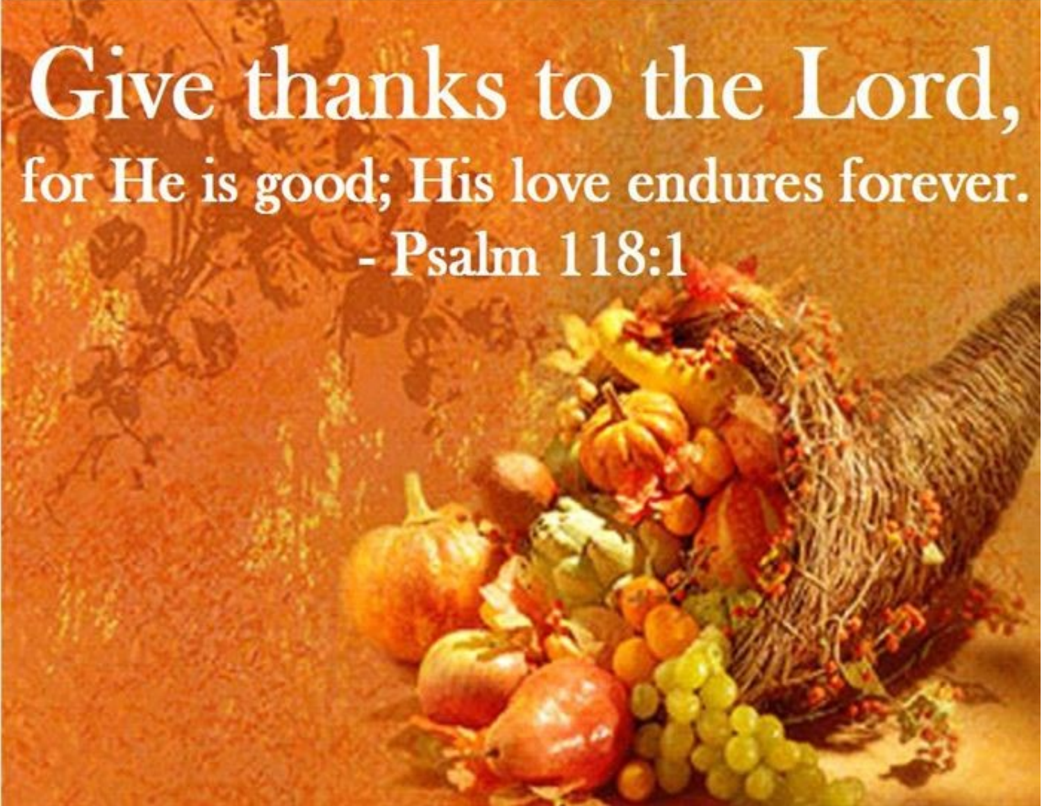Give thanks to the Lord,

for He is good; His love endures forever.

- Psalm 118:1